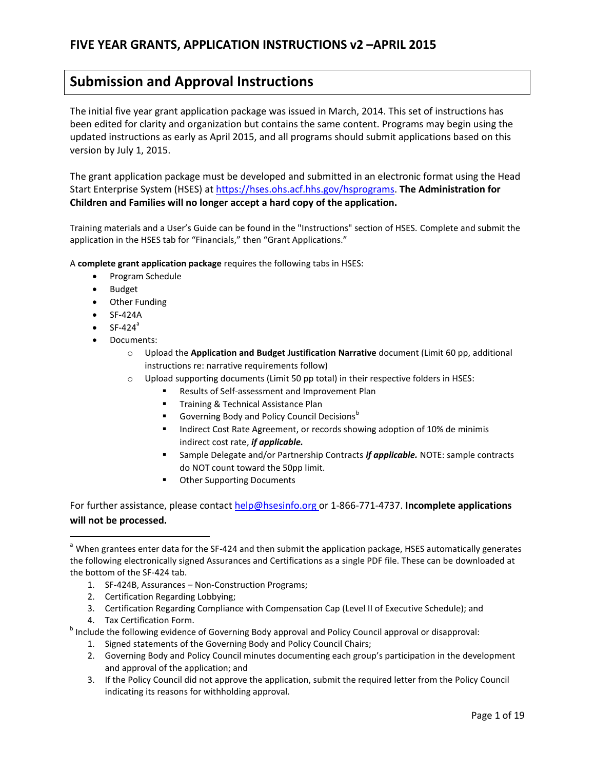# FIVE YEAR GRANTS, APPLICATION INSTRUCTIONS v2 –APRIL 2015

## Submission and Approval Instructions

The initial five year grant application package was issued in March, 2014. This set of instructions has been edited for clarity and organization but contains the same content. Programs may begin using the updated instructions as early as April 2015, and all programs should submit applications based on this version by July 1, 2015.

The grant application package must be developed and submitted in an electronic format using the Head Start Enterprise System (HSES) at https://hses.ohs.acf.hhs.gov/hsprograms. **The Administration for Children and Families will no longer accept a hard copy of the application.**

Training materials and a User's Guide can be found in the "Instructions" section of HSES. Complete and submit the application in the HSES tab for "Financials," then "Grant Applications."

A **complete grant application package** requires the following tabs in HSES:

- Program Schedule
- Budget
- Other Funding
- SF-424A
- SF-424[a]
- Documents:
  - Upload the **Application and Budget Justification Narrative** document (Limit 60 pp, additional instructions re: narrative requirements follow)
  - Upload supporting documents (Limit 50 pp total) in their respective folders in HSES:
    - Results of Self-assessment and Improvement Plan
    - Training & Technical Assistance Plan
    - Governing Body and Policy Council Decisions[b]
    - Indirect Cost Rate Agreement, or records showing adoption of 10% de minimis indirect cost rate, ***if applicable.***
    - Sample Delegate and/or Partnership Contracts ***if applicable.*** NOTE: sample contracts do NOT count toward the 50pp limit.
    - Other Supporting Documents

For further assistance, please contact help@hsesinfo.org or 1-866-771-4737. **Incomplete applications will not be processed.**

---

[a] When grantees enter data for the SF-424 and then submit the application package, HSES automatically generates the following electronically signed Assurances and Certifications as a single PDF file. These can be downloaded at the bottom of the SF-424 tab.

1. SF-424B, Assurances – Non-Construction Programs;
2. Certification Regarding Lobbying;
3. Certification Regarding Compliance with Compensation Cap (Level II of Executive Schedule); and
4. Tax Certification Form.

[b] Include the following evidence of Governing Body approval and Policy Council approval or disapproval:

1. Signed statements of the Governing Body and Policy Council Chairs;
2. Governing Body and Policy Council minutes documenting each group's participation in the development and approval of the application; and
3. If the Policy Council did not approve the application, submit the required letter from the Policy Council indicating its reasons for withholding approval.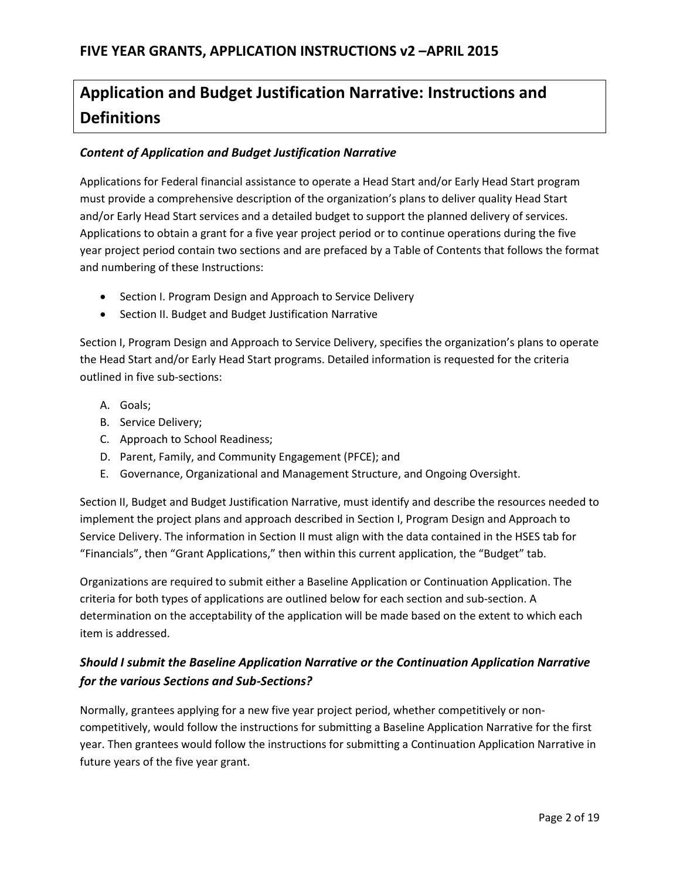## Application and Budget Justification Narrative: Instructions and Definitions

### *Content of Application and Budget Justification Narrative*

Applications for Federal financial assistance to operate a Head Start and/or Early Head Start program must provide a comprehensive description of the organization's plans to deliver quality Head Start and/or Early Head Start services and a detailed budget to support the planned delivery of services. Applications to obtain a grant for a five year project period or to continue operations during the five year project period contain two sections and are prefaced by a Table of Contents that follows the format and numbering of these Instructions:

- Section I. Program Design and Approach to Service Delivery
- Section II. Budget and Budget Justification Narrative

Section I, Program Design and Approach to Service Delivery, specifies the organization's plans to operate the Head Start and/or Early Head Start programs. Detailed information is requested for the criteria outlined in five sub-sections:

A. Goals;
B. Service Delivery;
C. Approach to School Readiness;
D. Parent, Family, and Community Engagement (PFCE); and
E. Governance, Organizational and Management Structure, and Ongoing Oversight.

Section II, Budget and Budget Justification Narrative, must identify and describe the resources needed to implement the project plans and approach described in Section I, Program Design and Approach to Service Delivery. The information in Section II must align with the data contained in the HSES tab for "Financials", then "Grant Applications," then within this current application, the "Budget" tab.

Organizations are required to submit either a Baseline Application or Continuation Application. The criteria for both types of applications are outlined below for each section and sub-section. A determination on the acceptability of the application will be made based on the extent to which each item is addressed.

### *Should I submit the Baseline Application Narrative or the Continuation Application Narrative for the various Sections and Sub-Sections?*

Normally, grantees applying for a new five year project period, whether competitively or non-competitively, would follow the instructions for submitting a Baseline Application Narrative for the first year. Then grantees would follow the instructions for submitting a Continuation Application Narrative in future years of the five year grant.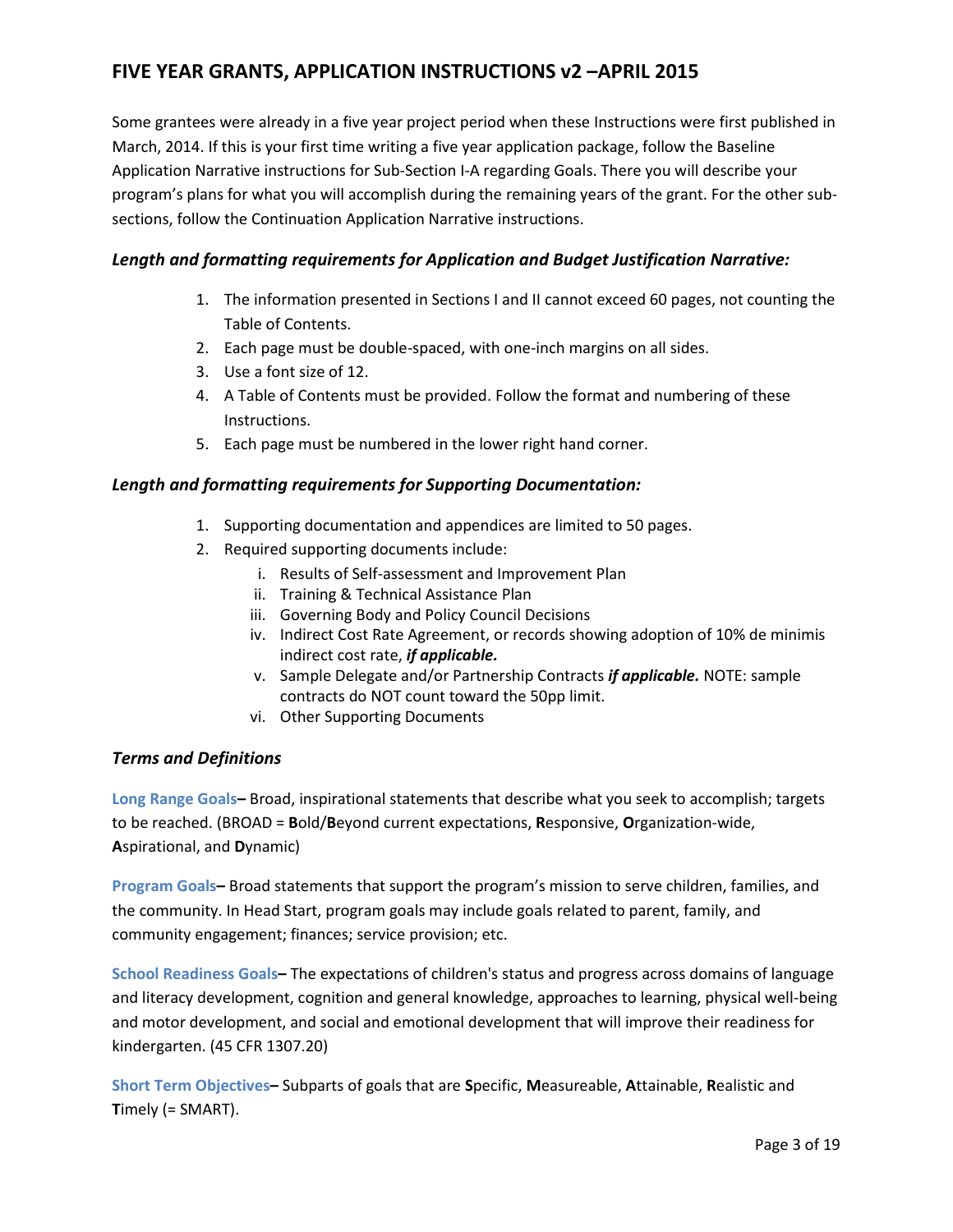# FIVE YEAR GRANTS, APPLICATION INSTRUCTIONS v2 –APRIL 2015

Some grantees were already in a five year project period when these Instructions were first published in March, 2014. If this is your first time writing a five year application package, follow the Baseline Application Narrative instructions for Sub-Section I-A regarding Goals. There you will describe your program's plans for what you will accomplish during the remaining years of the grant. For the other sub-sections, follow the Continuation Application Narrative instructions.

### *Length and formatting requirements for Application and Budget Justification Narrative:*

1. The information presented in Sections I and II cannot exceed 60 pages, not counting the Table of Contents.
2. Each page must be double-spaced, with one-inch margins on all sides.
3. Use a font size of 12.
4. A Table of Contents must be provided. Follow the format and numbering of these Instructions.
5. Each page must be numbered in the lower right hand corner.

### *Length and formatting requirements for Supporting Documentation:*

1. Supporting documentation and appendices are limited to 50 pages.
2. Required supporting documents include:
   i. Results of Self-assessment and Improvement Plan
   ii. Training & Technical Assistance Plan
   iii. Governing Body and Policy Council Decisions
   iv. Indirect Cost Rate Agreement, or records showing adoption of 10% de minimis indirect cost rate, ***if applicable.***
   v. Sample Delegate and/or Partnership Contracts ***if applicable.*** NOTE: sample contracts do NOT count toward the 50pp limit.
   vi. Other Supporting Documents

### *Terms and Definitions*

**Long Range Goals–** Broad, inspirational statements that describe what you seek to accomplish; targets to be reached. (BROAD = **B**old/**B**eyond current expectations, **R**esponsive, **O**rganization-wide, **A**spirational, and **D**ynamic)

**Program Goals–** Broad statements that support the program's mission to serve children, families, and the community. In Head Start, program goals may include goals related to parent, family, and community engagement; finances; service provision; etc.

**School Readiness Goals–** The expectations of children's status and progress across domains of language and literacy development, cognition and general knowledge, approaches to learning, physical well-being and motor development, and social and emotional development that will improve their readiness for kindergarten. (45 CFR 1307.20)

**Short Term Objectives–** Subparts of goals that are **S**pecific, **M**easureable, **A**ttainable, **R**ealistic and **T**imely (= SMART).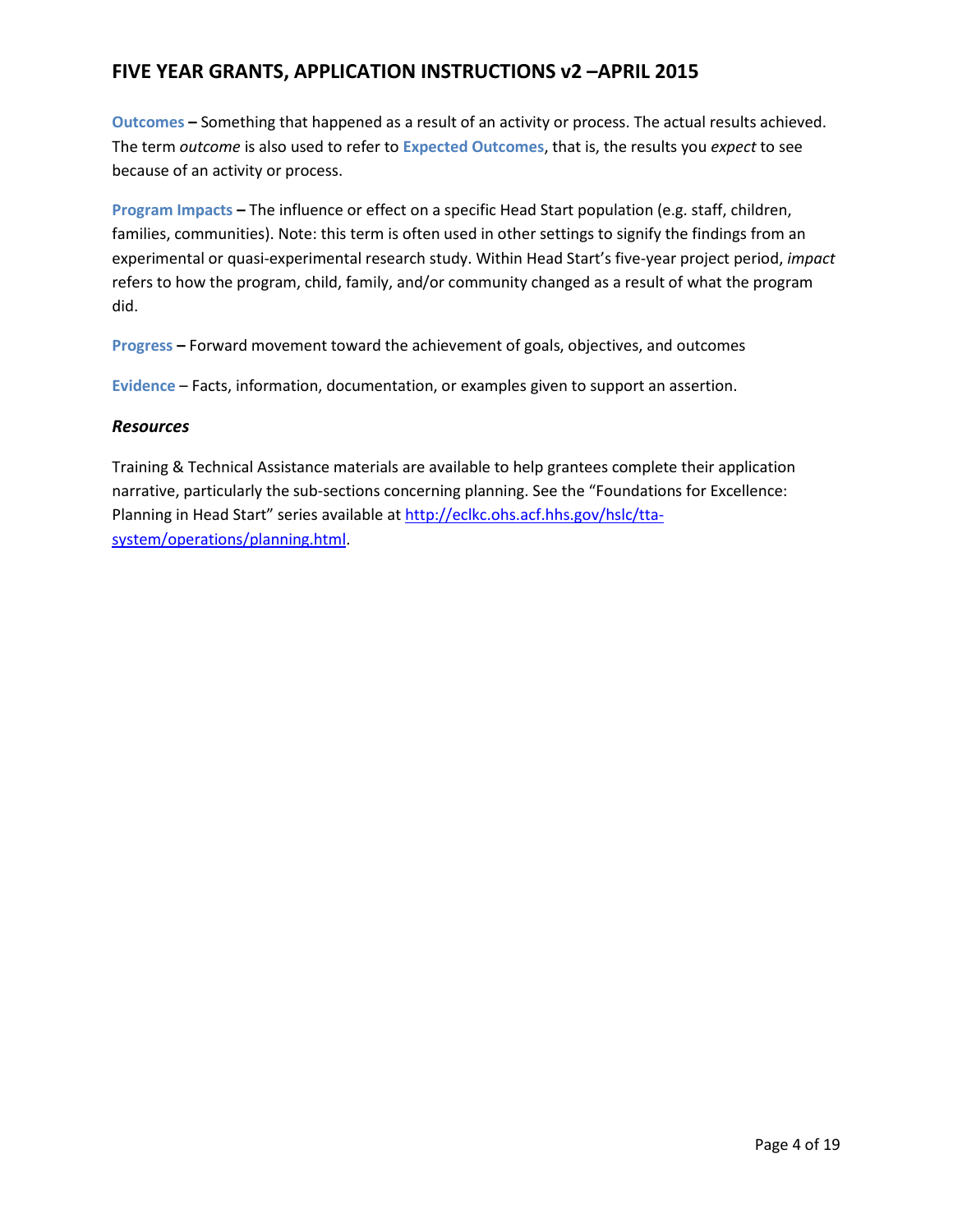**Outcomes –** Something that happened as a result of an activity or process. The actual results achieved. The term *outcome* is also used to refer to **Expected Outcomes**, that is, the results you *expect* to see because of an activity or process.

**Program Impacts –** The influence or effect on a specific Head Start population (e.g. staff, children, families, communities). Note: this term is often used in other settings to signify the findings from an experimental or quasi-experimental research study. Within Head Start's five-year project period, *impact* refers to how the program, child, family, and/or community changed as a result of what the program did.

**Progress –** Forward movement toward the achievement of goals, objectives, and outcomes

**Evidence** – Facts, information, documentation, or examples given to support an assertion.

### *Resources*

Training & Technical Assistance materials are available to help grantees complete their application narrative, particularly the sub-sections concerning planning. See the "Foundations for Excellence: Planning in Head Start" series available at [http://eclkc.ohs.acf.hhs.gov/hslc/tta-system/operations/planning.html](http://eclkc.ohs.acf.hhs.gov/hslc/tta-system/operations/planning.html).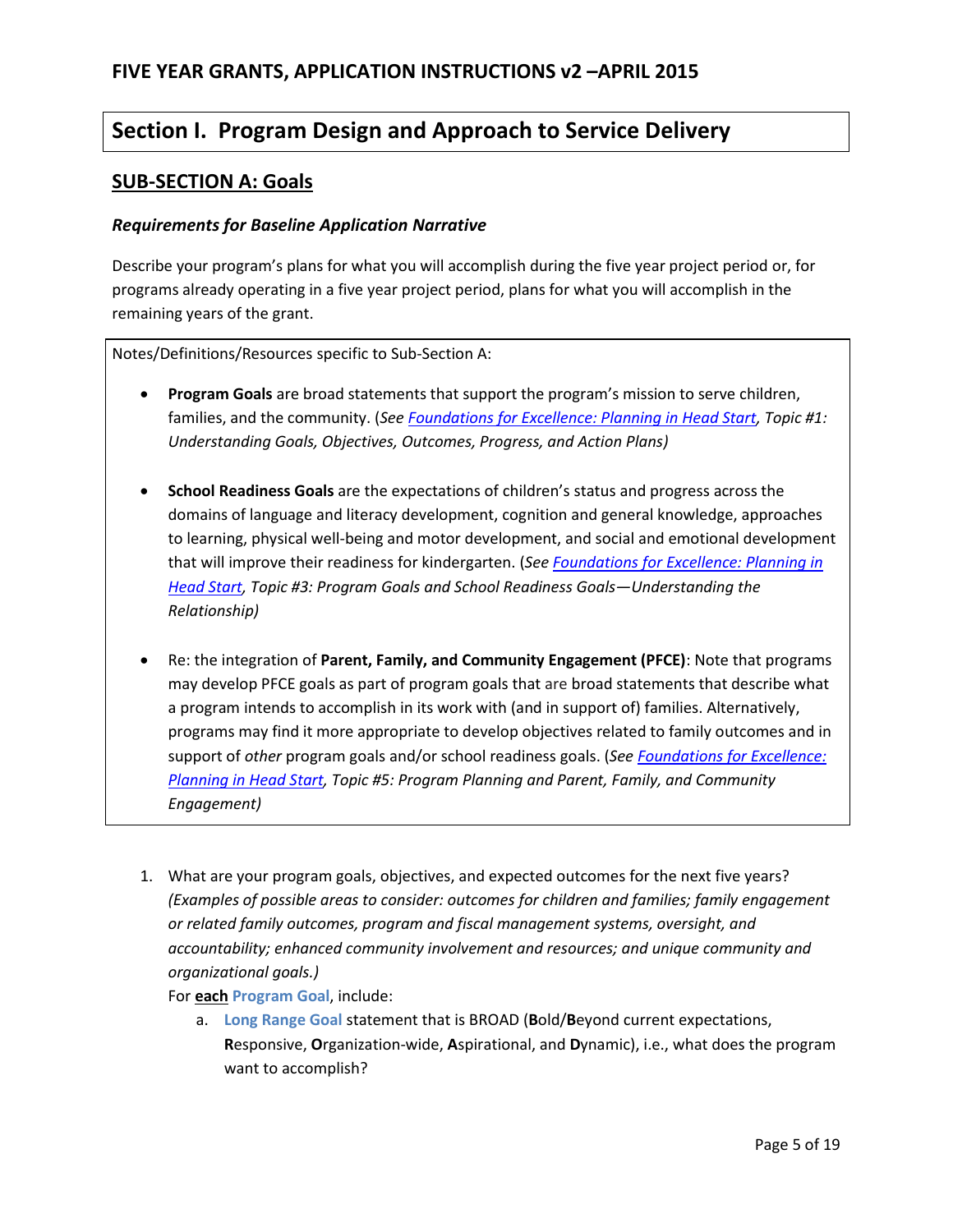## Section I. Program Design and Approach to Service Delivery

### SUB-SECTION A: Goals

***Requirements for Baseline Application Narrative***

Describe your program's plans for what you will accomplish during the five year project period or, for programs already operating in a five year project period, plans for what you will accomplish in the remaining years of the grant.

> Notes/Definitions/Resources specific to Sub-Section A:
>
> - **Program Goals** are broad statements that support the program's mission to serve children, families, and the community. (*See Foundations for Excellence: Planning in Head Start, Topic #1: Understanding Goals, Objectives, Outcomes, Progress, and Action Plans)*
> - **School Readiness Goals** are the expectations of children's status and progress across the domains of language and literacy development, cognition and general knowledge, approaches to learning, physical well-being and motor development, and social and emotional development that will improve their readiness for kindergarten. (*See Foundations for Excellence: Planning in Head Start, Topic #3: Program Goals and School Readiness Goals—Understanding the Relationship)*
> - Re: the integration of **Parent, Family, and Community Engagement (PFCE)**: Note that programs may develop PFCE goals as part of program goals that are broad statements that describe what a program intends to accomplish in its work with (and in support of) families. Alternatively, programs may find it more appropriate to develop objectives related to family outcomes and in support of *other* program goals and/or school readiness goals. (*See Foundations for Excellence: Planning in Head Start, Topic #5: Program Planning and Parent, Family, and Community Engagement)*

1. What are your program goals, objectives, and expected outcomes for the next five years? *(Examples of possible areas to consider: outcomes for children and families; family engagement or related family outcomes, program and fiscal management systems, oversight, and accountability; enhanced community involvement and resources; and unique community and organizational goals.)*
   For **each** Program Goal, include:
   a. Long Range Goal statement that is BROAD (**B**old/**B**eyond current expectations, **R**esponsive, **O**rganization-wide, **A**spirational, and **D**ynamic), i.e., what does the program want to accomplish?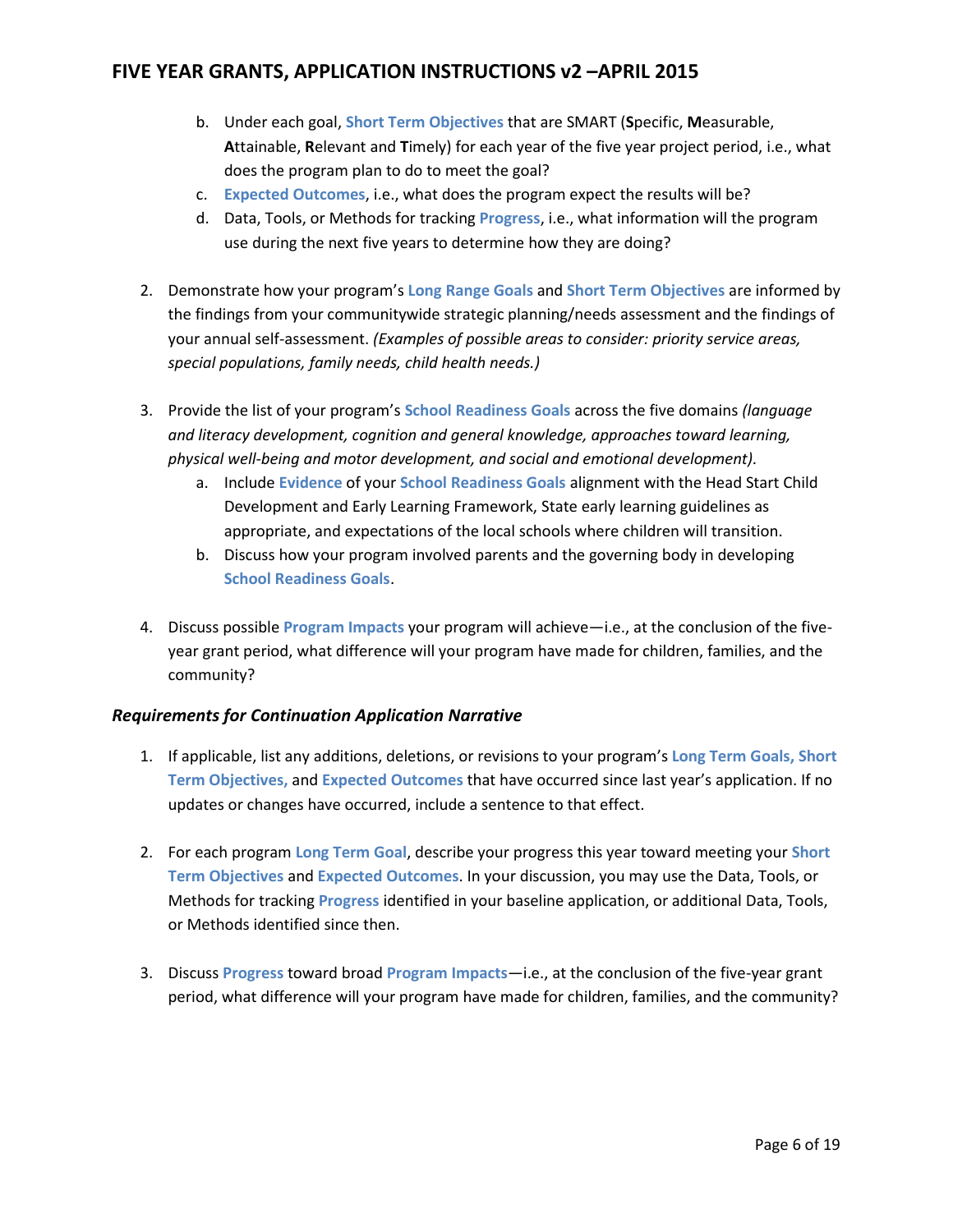b. Under each goal, **Short Term Objectives** that are SMART (**S**pecific, **M**easurable, **A**ttainable, **R**elevant and **T**imely) for each year of the five year project period, i.e., what does the program plan to do to meet the goal?
   c. **Expected Outcomes**, i.e., what does the program expect the results will be?
   d. Data, Tools, or Methods for tracking **Progress**, i.e., what information will the program use during the next five years to determine how they are doing?

2. Demonstrate how your program's **Long Range Goals** and **Short Term Objectives** are informed by the findings from your communitywide strategic planning/needs assessment and the findings of your annual self-assessment. *(Examples of possible areas to consider: priority service areas, special populations, family needs, child health needs.)*

3. Provide the list of your program's **School Readiness Goals** across the five domains *(language and literacy development, cognition and general knowledge, approaches toward learning, physical well-being and motor development, and social and emotional development).*
   a. Include **Evidence** of your **School Readiness Goals** alignment with the Head Start Child Development and Early Learning Framework, State early learning guidelines as appropriate, and expectations of the local schools where children will transition.
   b. Discuss how your program involved parents and the governing body in developing **School Readiness Goals**.

4. Discuss possible **Program Impacts** your program will achieve—i.e., at the conclusion of the five-year grant period, what difference will your program have made for children, families, and the community?

### *Requirements for Continuation Application Narrative*

1. If applicable, list any additions, deletions, or revisions to your program's **Long Term Goals, Short Term Objectives,** and **Expected Outcomes** that have occurred since last year's application. If no updates or changes have occurred, include a sentence to that effect.

2. For each program **Long Term Goal**, describe your progress this year toward meeting your **Short Term Objectives** and **Expected Outcomes**. In your discussion, you may use the Data, Tools, or Methods for tracking **Progress** identified in your baseline application, or additional Data, Tools, or Methods identified since then.

3. Discuss **Progress** toward broad **Program Impacts**—i.e., at the conclusion of the five-year grant period, what difference will your program have made for children, families, and the community?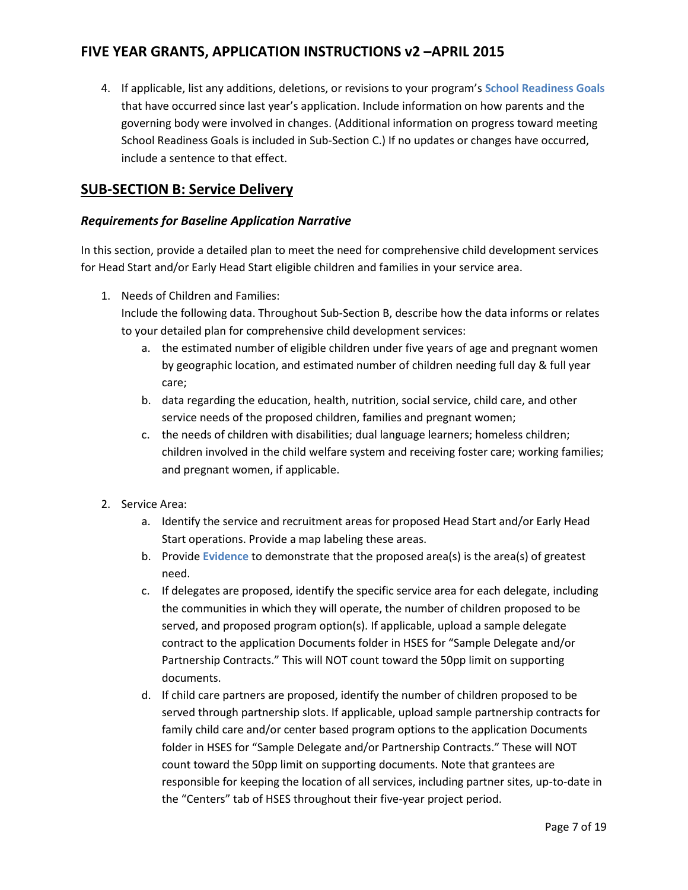4. If applicable, list any additions, deletions, or revisions to your program's **School Readiness Goals** that have occurred since last year's application. Include information on how parents and the governing body were involved in changes. (Additional information on progress toward meeting School Readiness Goals is included in Sub-Section C.) If no updates or changes have occurred, include a sentence to that effect.

## SUB-SECTION B: Service Delivery

### *Requirements for Baseline Application Narrative*

In this section, provide a detailed plan to meet the need for comprehensive child development services for Head Start and/or Early Head Start eligible children and families in your service area.

1. Needs of Children and Families:
   Include the following data. Throughout Sub-Section B, describe how the data informs or relates to your detailed plan for comprehensive child development services:
   a. the estimated number of eligible children under five years of age and pregnant women by geographic location, and estimated number of children needing full day & full year care;
   b. data regarding the education, health, nutrition, social service, child care, and other service needs of the proposed children, families and pregnant women;
   c. the needs of children with disabilities; dual language learners; homeless children; children involved in the child welfare system and receiving foster care; working families; and pregnant women, if applicable.

2. Service Area:
   a. Identify the service and recruitment areas for proposed Head Start and/or Early Head Start operations. Provide a map labeling these areas.
   b. Provide **Evidence** to demonstrate that the proposed area(s) is the area(s) of greatest need.
   c. If delegates are proposed, identify the specific service area for each delegate, including the communities in which they will operate, the number of children proposed to be served, and proposed program option(s). If applicable, upload a sample delegate contract to the application Documents folder in HSES for "Sample Delegate and/or Partnership Contracts." This will NOT count toward the 50pp limit on supporting documents.
   d. If child care partners are proposed, identify the number of children proposed to be served through partnership slots. If applicable, upload sample partnership contracts for family child care and/or center based program options to the application Documents folder in HSES for "Sample Delegate and/or Partnership Contracts." These will NOT count toward the 50pp limit on supporting documents. Note that grantees are responsible for keeping the location of all services, including partner sites, up-to-date in the "Centers" tab of HSES throughout their five-year project period.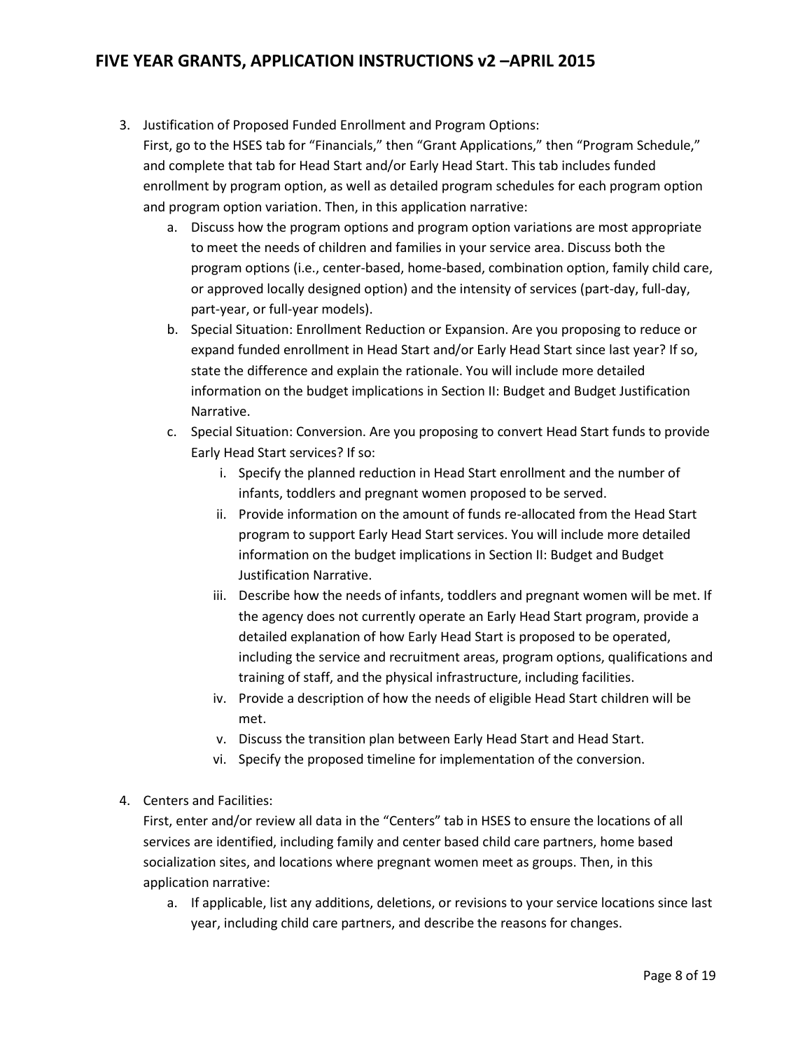3. Justification of Proposed Funded Enrollment and Program Options:
   First, go to the HSES tab for "Financials," then "Grant Applications," then "Program Schedule," and complete that tab for Head Start and/or Early Head Start. This tab includes funded enrollment by program option, as well as detailed program schedules for each program option and program option variation. Then, in this application narrative:
   a. Discuss how the program options and program option variations are most appropriate to meet the needs of children and families in your service area. Discuss both the program options (i.e., center-based, home-based, combination option, family child care, or approved locally designed option) and the intensity of services (part-day, full-day, part-year, or full-year models).
   b. Special Situation: Enrollment Reduction or Expansion. Are you proposing to reduce or expand funded enrollment in Head Start and/or Early Head Start since last year? If so, state the difference and explain the rationale. You will include more detailed information on the budget implications in Section II: Budget and Budget Justification Narrative.
   c. Special Situation: Conversion. Are you proposing to convert Head Start funds to provide Early Head Start services? If so:
      i. Specify the planned reduction in Head Start enrollment and the number of infants, toddlers and pregnant women proposed to be served.
      ii. Provide information on the amount of funds re-allocated from the Head Start program to support Early Head Start services. You will include more detailed information on the budget implications in Section II: Budget and Budget Justification Narrative.
      iii. Describe how the needs of infants, toddlers and pregnant women will be met. If the agency does not currently operate an Early Head Start program, provide a detailed explanation of how Early Head Start is proposed to be operated, including the service and recruitment areas, program options, qualifications and training of staff, and the physical infrastructure, including facilities.
      iv. Provide a description of how the needs of eligible Head Start children will be met.
      v. Discuss the transition plan between Early Head Start and Head Start.
      vi. Specify the proposed timeline for implementation of the conversion.

4. Centers and Facilities:
   First, enter and/or review all data in the "Centers" tab in HSES to ensure the locations of all services are identified, including family and center based child care partners, home based socialization sites, and locations where pregnant women meet as groups. Then, in this application narrative:
   a. If applicable, list any additions, deletions, or revisions to your service locations since last year, including child care partners, and describe the reasons for changes.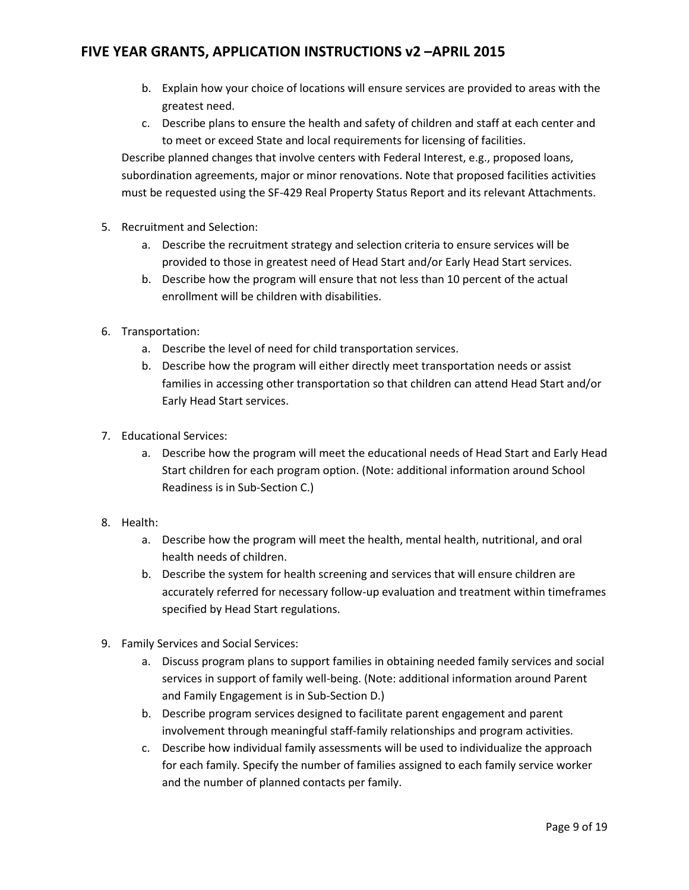b. Explain how your choice of locations will ensure services are provided to areas with the greatest need.
   c. Describe plans to ensure the health and safety of children and staff at each center and to meet or exceed State and local requirements for licensing of facilities.

   Describe planned changes that involve centers with Federal Interest, e.g., proposed loans, subordination agreements, major or minor renovations. Note that proposed facilities activities must be requested using the SF-429 Real Property Status Report and its relevant Attachments.

5. Recruitment and Selection:
   a. Describe the recruitment strategy and selection criteria to ensure services will be provided to those in greatest need of Head Start and/or Early Head Start services.
   b. Describe how the program will ensure that not less than 10 percent of the actual enrollment will be children with disabilities.

6. Transportation:
   a. Describe the level of need for child transportation services.
   b. Describe how the program will either directly meet transportation needs or assist families in accessing other transportation so that children can attend Head Start and/or Early Head Start services.

7. Educational Services:
   a. Describe how the program will meet the educational needs of Head Start and Early Head Start children for each program option. (Note: additional information around School Readiness is in Sub-Section C.)

8. Health:
   a. Describe how the program will meet the health, mental health, nutritional, and oral health needs of children.
   b. Describe the system for health screening and services that will ensure children are accurately referred for necessary follow-up evaluation and treatment within timeframes specified by Head Start regulations.

9. Family Services and Social Services:
   a. Discuss program plans to support families in obtaining needed family services and social services in support of family well-being. (Note: additional information around Parent and Family Engagement is in Sub-Section D.)
   b. Describe program services designed to facilitate parent engagement and parent involvement through meaningful staff-family relationships and program activities.
   c. Describe how individual family assessments will be used to individualize the approach for each family. Specify the number of families assigned to each family service worker and the number of planned contacts per family.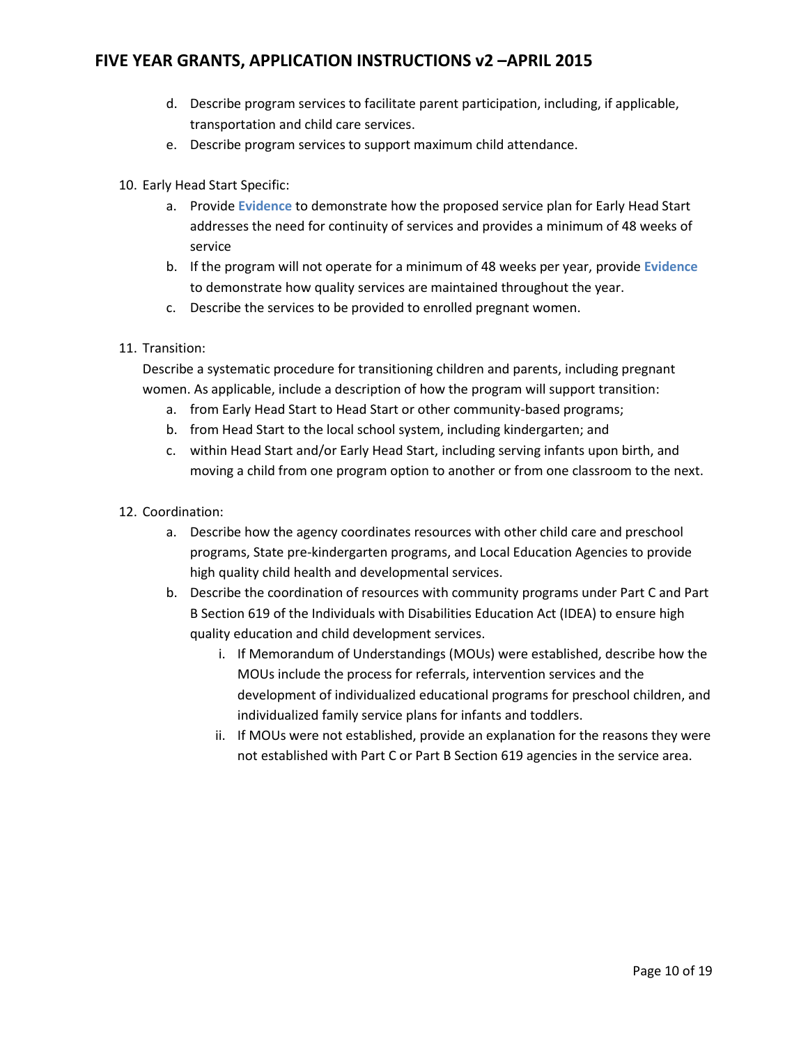d. Describe program services to facilitate parent participation, including, if applicable, transportation and child care services.
   e. Describe program services to support maximum child attendance.

10. Early Head Start Specific:
    a. Provide **Evidence** to demonstrate how the proposed service plan for Early Head Start addresses the need for continuity of services and provides a minimum of 48 weeks of service
    b. If the program will not operate for a minimum of 48 weeks per year, provide **Evidence** to demonstrate how quality services are maintained throughout the year.
    c. Describe the services to be provided to enrolled pregnant women.

11. Transition:
    Describe a systematic procedure for transitioning children and parents, including pregnant women. As applicable, include a description of how the program will support transition:
    a. from Early Head Start to Head Start or other community-based programs;
    b. from Head Start to the local school system, including kindergarten; and
    c. within Head Start and/or Early Head Start, including serving infants upon birth, and moving a child from one program option to another or from one classroom to the next.

12. Coordination:
    a. Describe how the agency coordinates resources with other child care and preschool programs, State pre-kindergarten programs, and Local Education Agencies to provide high quality child health and developmental services.
    b. Describe the coordination of resources with community programs under Part C and Part B Section 619 of the Individuals with Disabilities Education Act (IDEA) to ensure high quality education and child development services.
       i. If Memorandum of Understandings (MOUs) were established, describe how the MOUs include the process for referrals, intervention services and the development of individualized educational programs for preschool children, and individualized family service plans for infants and toddlers.
       ii. If MOUs were not established, provide an explanation for the reasons they were not established with Part C or Part B Section 619 agencies in the service area.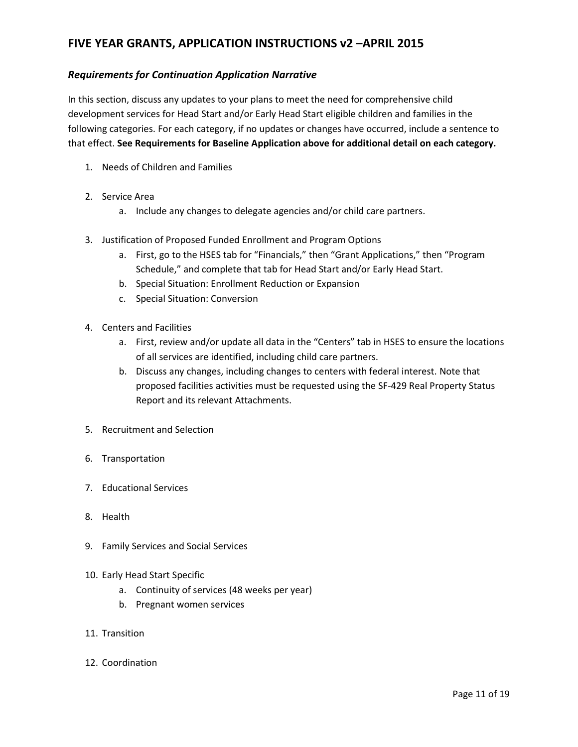### *Requirements for Continuation Application Narrative*

In this section, discuss any updates to your plans to meet the need for comprehensive child development services for Head Start and/or Early Head Start eligible children and families in the following categories. For each category, if no updates or changes have occurred, include a sentence to that effect. **See Requirements for Baseline Application above for additional detail on each category.**

1. Needs of Children and Families
2. Service Area
   a. Include any changes to delegate agencies and/or child care partners.
3. Justification of Proposed Funded Enrollment and Program Options
   a. First, go to the HSES tab for “Financials,” then “Grant Applications,” then “Program Schedule,” and complete that tab for Head Start and/or Early Head Start.
   b. Special Situation: Enrollment Reduction or Expansion
   c. Special Situation: Conversion
4. Centers and Facilities
   a. First, review and/or update all data in the “Centers” tab in HSES to ensure the locations of all services are identified, including child care partners.
   b. Discuss any changes, including changes to centers with federal interest. Note that proposed facilities activities must be requested using the SF-429 Real Property Status Report and its relevant Attachments.
5. Recruitment and Selection
6. Transportation
7. Educational Services
8. Health
9. Family Services and Social Services
10. Early Head Start Specific
    a. Continuity of services (48 weeks per year)
    b. Pregnant women services
11. Transition
12. Coordination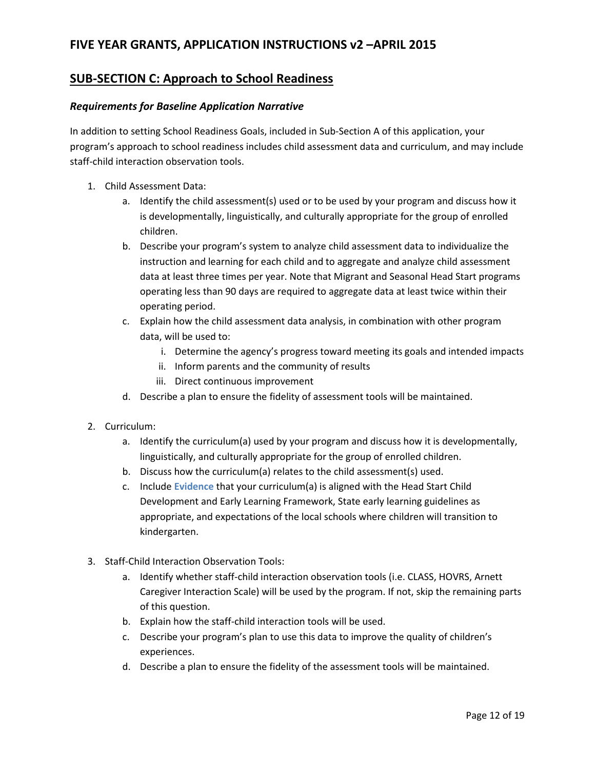## SUB-SECTION C: Approach to School Readiness

### *Requirements for Baseline Application Narrative*

In addition to setting School Readiness Goals, included in Sub-Section A of this application, your program's approach to school readiness includes child assessment data and curriculum, and may include staff-child interaction observation tools.

1. Child Assessment Data:
    a. Identify the child assessment(s) used or to be used by your program and discuss how it is developmentally, linguistically, and culturally appropriate for the group of enrolled children.
    b. Describe your program's system to analyze child assessment data to individualize the instruction and learning for each child and to aggregate and analyze child assessment data at least three times per year. Note that Migrant and Seasonal Head Start programs operating less than 90 days are required to aggregate data at least twice within their operating period.
    c. Explain how the child assessment data analysis, in combination with other program data, will be used to:
        i. Determine the agency's progress toward meeting its goals and intended impacts
        ii. Inform parents and the community of results
        iii. Direct continuous improvement
    d. Describe a plan to ensure the fidelity of assessment tools will be maintained.

2. Curriculum:
    a. Identify the curriculum(a) used by your program and discuss how it is developmentally, linguistically, and culturally appropriate for the group of enrolled children.
    b. Discuss how the curriculum(a) relates to the child assessment(s) used.
    c. Include **Evidence** that your curriculum(a) is aligned with the Head Start Child Development and Early Learning Framework, State early learning guidelines as appropriate, and expectations of the local schools where children will transition to kindergarten.

3. Staff-Child Interaction Observation Tools:
    a. Identify whether staff-child interaction observation tools (i.e. CLASS, HOVRS, Arnett Caregiver Interaction Scale) will be used by the program. If not, skip the remaining parts of this question.
    b. Explain how the staff-child interaction tools will be used.
    c. Describe your program's plan to use this data to improve the quality of children's experiences.
    d. Describe a plan to ensure the fidelity of the assessment tools will be maintained.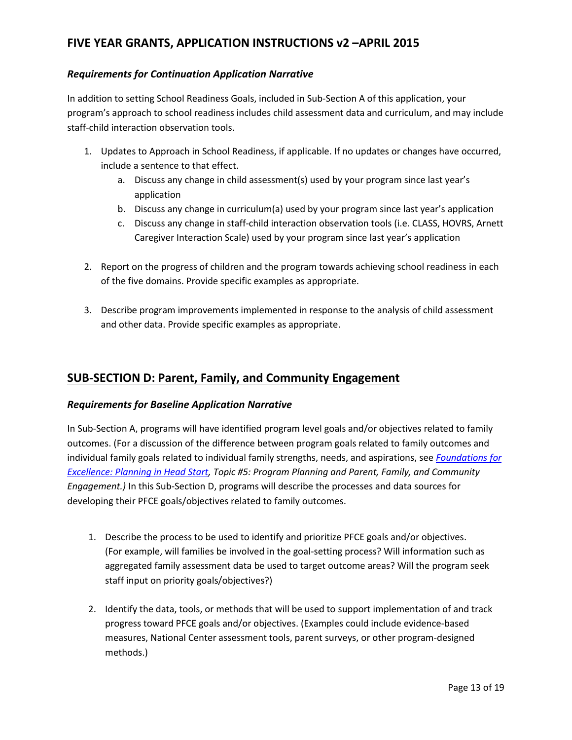### *Requirements for Continuation Application Narrative*

In addition to setting School Readiness Goals, included in Sub-Section A of this application, your program's approach to school readiness includes child assessment data and curriculum, and may include staff-child interaction observation tools.

1. Updates to Approach in School Readiness, if applicable. If no updates or changes have occurred, include a sentence to that effect.
   a. Discuss any change in child assessment(s) used by your program since last year's application
   b. Discuss any change in curriculum(a) used by your program since last year's application
   c. Discuss any change in staff-child interaction observation tools (i.e. CLASS, HOVRS, Arnett Caregiver Interaction Scale) used by your program since last year's application

2. Report on the progress of children and the program towards achieving school readiness in each of the five domains. Provide specific examples as appropriate.

3. Describe program improvements implemented in response to the analysis of child assessment and other data. Provide specific examples as appropriate.

## SUB-SECTION D: Parent, Family, and Community Engagement

### *Requirements for Baseline Application Narrative*

In Sub-Section A, programs will have identified program level goals and/or objectives related to family outcomes. (For a discussion of the difference between program goals related to family outcomes and individual family goals related to individual family strengths, needs, and aspirations, see *Foundations for Excellence: Planning in Head Start, Topic #5: Program Planning and Parent, Family, and Community Engagement.)* In this Sub-Section D, programs will describe the processes and data sources for developing their PFCE goals/objectives related to family outcomes.

1. Describe the process to be used to identify and prioritize PFCE goals and/or objectives. (For example, will families be involved in the goal-setting process? Will information such as aggregated family assessment data be used to target outcome areas? Will the program seek staff input on priority goals/objectives?)

2. Identify the data, tools, or methods that will be used to support implementation of and track progress toward PFCE goals and/or objectives. (Examples could include evidence-based measures, National Center assessment tools, parent surveys, or other program-designed methods.)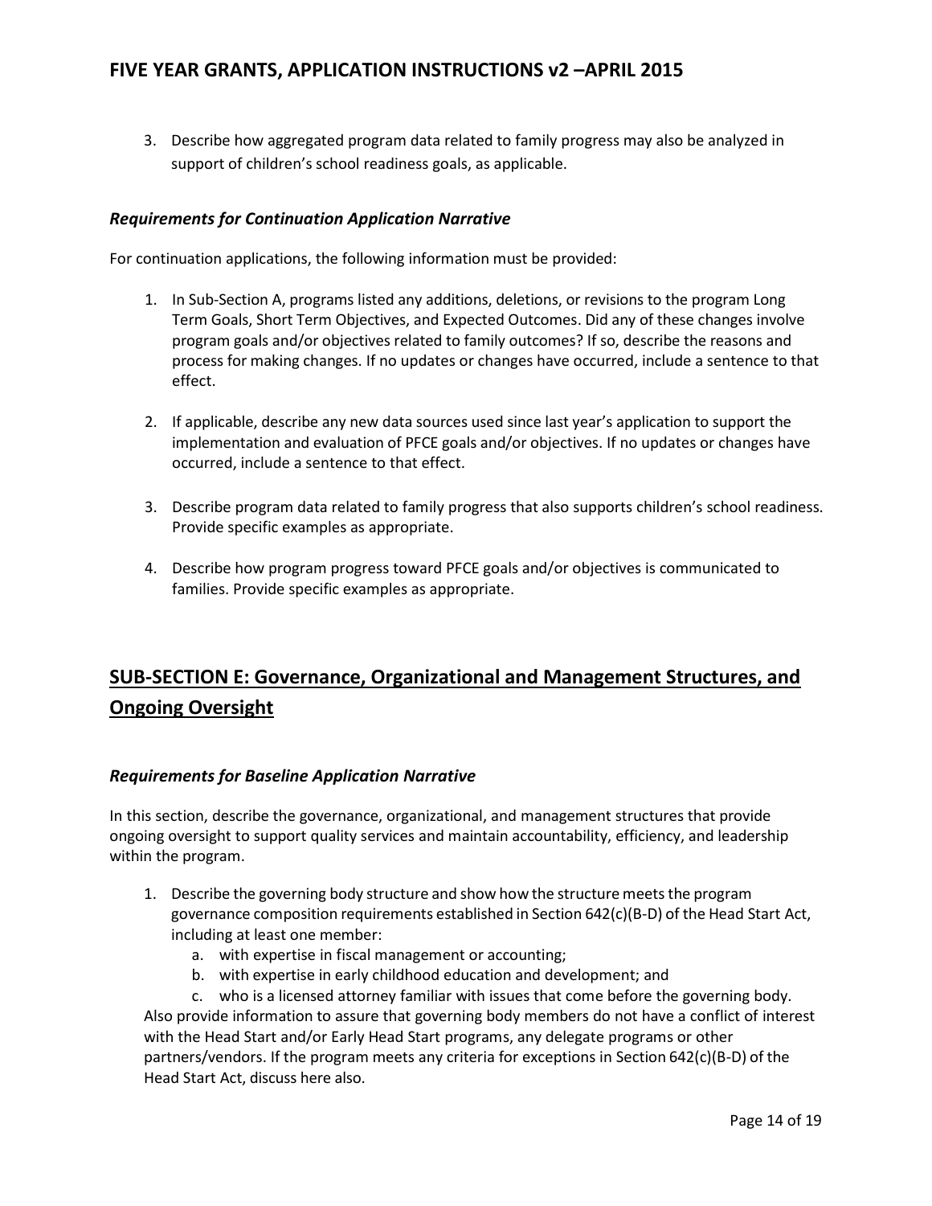3. Describe how aggregated program data related to family progress may also be analyzed in support of children's school readiness goals, as applicable.

### *Requirements for Continuation Application Narrative*

For continuation applications, the following information must be provided:

1. In Sub-Section A, programs listed any additions, deletions, or revisions to the program Long Term Goals, Short Term Objectives, and Expected Outcomes. Did any of these changes involve program goals and/or objectives related to family outcomes? If so, describe the reasons and process for making changes. If no updates or changes have occurred, include a sentence to that effect.

2. If applicable, describe any new data sources used since last year's application to support the implementation and evaluation of PFCE goals and/or objectives. If no updates or changes have occurred, include a sentence to that effect.

3. Describe program data related to family progress that also supports children's school readiness. Provide specific examples as appropriate.

4. Describe how program progress toward PFCE goals and/or objectives is communicated to families. Provide specific examples as appropriate.

## SUB-SECTION E: Governance, Organizational and Management Structures, and Ongoing Oversight

### *Requirements for Baseline Application Narrative*

In this section, describe the governance, organizational, and management structures that provide ongoing oversight to support quality services and maintain accountability, efficiency, and leadership within the program.

1. Describe the governing body structure and show how the structure meets the program governance composition requirements established in Section 642(c)(B-D) of the Head Start Act, including at least one member:
   a. with expertise in fiscal management or accounting;
   b. with expertise in early childhood education and development; and
   c. who is a licensed attorney familiar with issues that come before the governing body.

   Also provide information to assure that governing body members do not have a conflict of interest with the Head Start and/or Early Head Start programs, any delegate programs or other partners/vendors. If the program meets any criteria for exceptions in Section 642(c)(B-D) of the Head Start Act, discuss here also.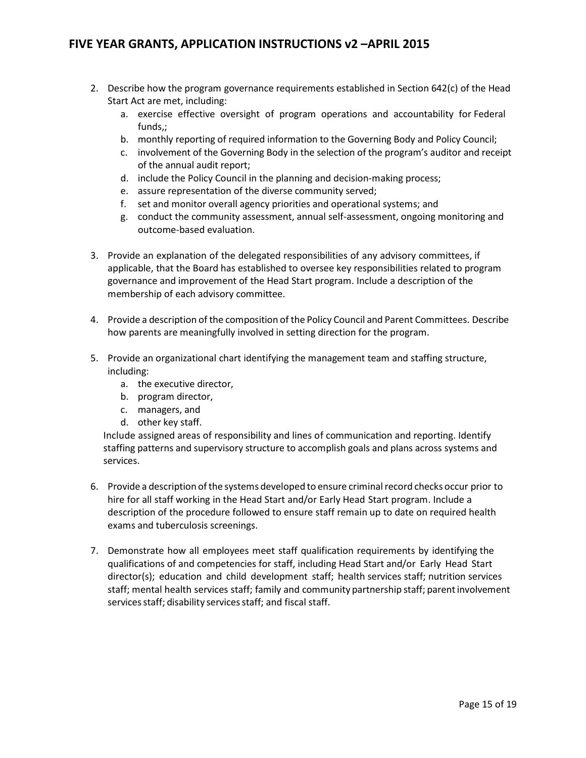2. Describe how the program governance requirements established in Section 642(c) of the Head Start Act are met, including:
    a. exercise effective oversight of program operations and accountability for Federal funds,;
    b. monthly reporting of required information to the Governing Body and Policy Council;
    c. involvement of the Governing Body in the selection of the program's auditor and receipt of the annual audit report;
    d. include the Policy Council in the planning and decision-making process;
    e. assure representation of the diverse community served;
    f. set and monitor overall agency priorities and operational systems; and
    g. conduct the community assessment, annual self-assessment, ongoing monitoring and outcome-based evaluation.

3. Provide an explanation of the delegated responsibilities of any advisory committees, if applicable, that the Board has established to oversee key responsibilities related to program governance and improvement of the Head Start program. Include a description of the membership of each advisory committee.

4. Provide a description of the composition of the Policy Council and Parent Committees. Describe how parents are meaningfully involved in setting direction for the program.

5. Provide an organizational chart identifying the management team and staffing structure, including:
    a. the executive director,
    b. program director,
    c. managers, and
    d. other key staff.

    Include assigned areas of responsibility and lines of communication and reporting. Identify staffing patterns and supervisory structure to accomplish goals and plans across systems and services.

6. Provide a description of the systems developed to ensure criminal record checks occur prior to hire for all staff working in the Head Start and/or Early Head Start program. Include a description of the procedure followed to ensure staff remain up to date on required health exams and tuberculosis screenings.

7. Demonstrate how all employees meet staff qualification requirements by identifying the qualifications of and competencies for staff, including Head Start and/or Early Head Start director(s); education and child development staff; health services staff; nutrition services staff; mental health services staff; family and community partnership staff; parent involvement services staff; disability services staff; and fiscal staff.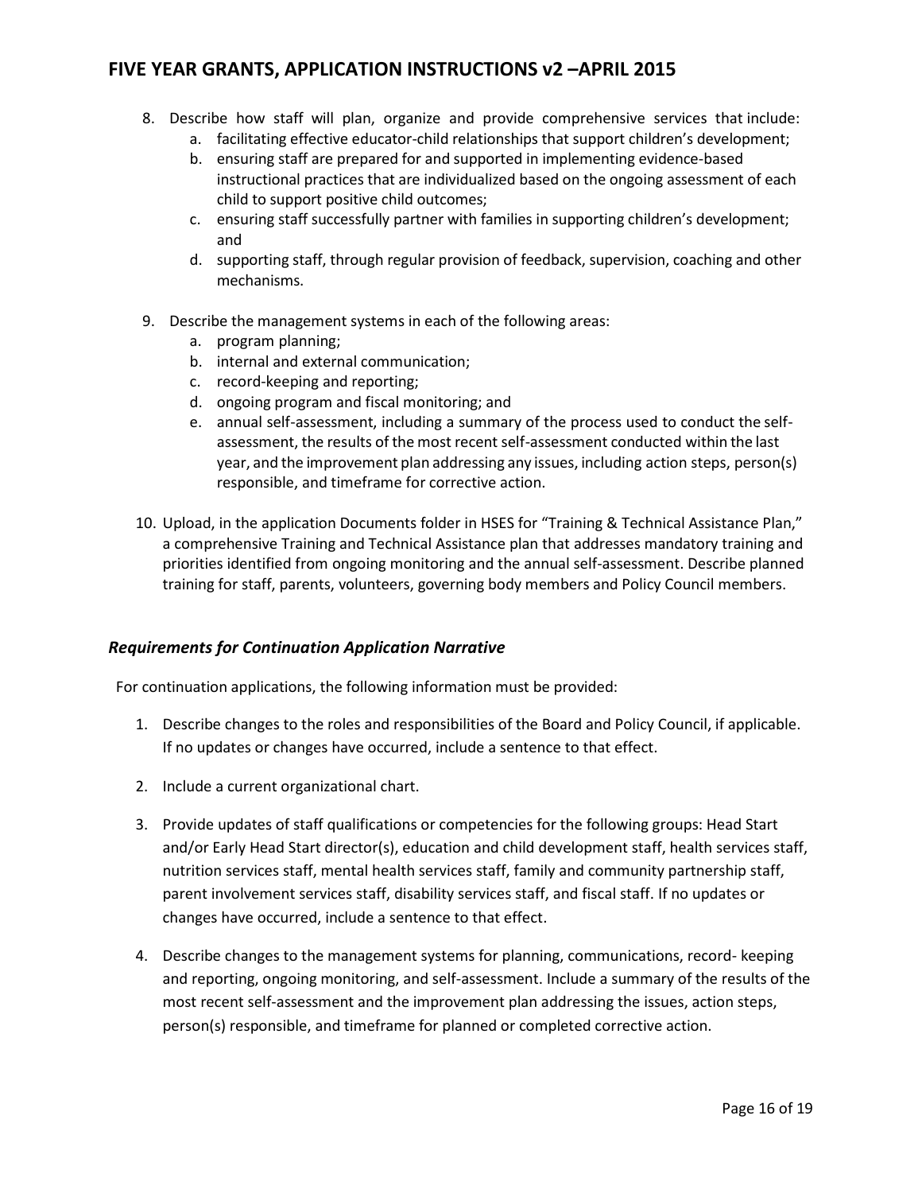8. Describe how staff will plan, organize and provide comprehensive services that include:
   a. facilitating effective educator-child relationships that support children's development;
   b. ensuring staff are prepared for and supported in implementing evidence-based instructional practices that are individualized based on the ongoing assessment of each child to support positive child outcomes;
   c. ensuring staff successfully partner with families in supporting children's development; and
   d. supporting staff, through regular provision of feedback, supervision, coaching and other mechanisms.

9. Describe the management systems in each of the following areas:
   a. program planning;
   b. internal and external communication;
   c. record-keeping and reporting;
   d. ongoing program and fiscal monitoring; and
   e. annual self-assessment, including a summary of the process used to conduct the self-assessment, the results of the most recent self-assessment conducted within the last year, and the improvement plan addressing any issues, including action steps, person(s) responsible, and timeframe for corrective action.

10. Upload, in the application Documents folder in HSES for "Training & Technical Assistance Plan," a comprehensive Training and Technical Assistance plan that addresses mandatory training and priorities identified from ongoing monitoring and the annual self-assessment. Describe planned training for staff, parents, volunteers, governing body members and Policy Council members.

### *Requirements for Continuation Application Narrative*

For continuation applications, the following information must be provided:

1. Describe changes to the roles and responsibilities of the Board and Policy Council, if applicable. If no updates or changes have occurred, include a sentence to that effect.

2. Include a current organizational chart.

3. Provide updates of staff qualifications or competencies for the following groups: Head Start and/or Early Head Start director(s), education and child development staff, health services staff, nutrition services staff, mental health services staff, family and community partnership staff, parent involvement services staff, disability services staff, and fiscal staff. If no updates or changes have occurred, include a sentence to that effect.

4. Describe changes to the management systems for planning, communications, record- keeping and reporting, ongoing monitoring, and self-assessment. Include a summary of the results of the most recent self-assessment and the improvement plan addressing the issues, action steps, person(s) responsible, and timeframe for planned or completed corrective action.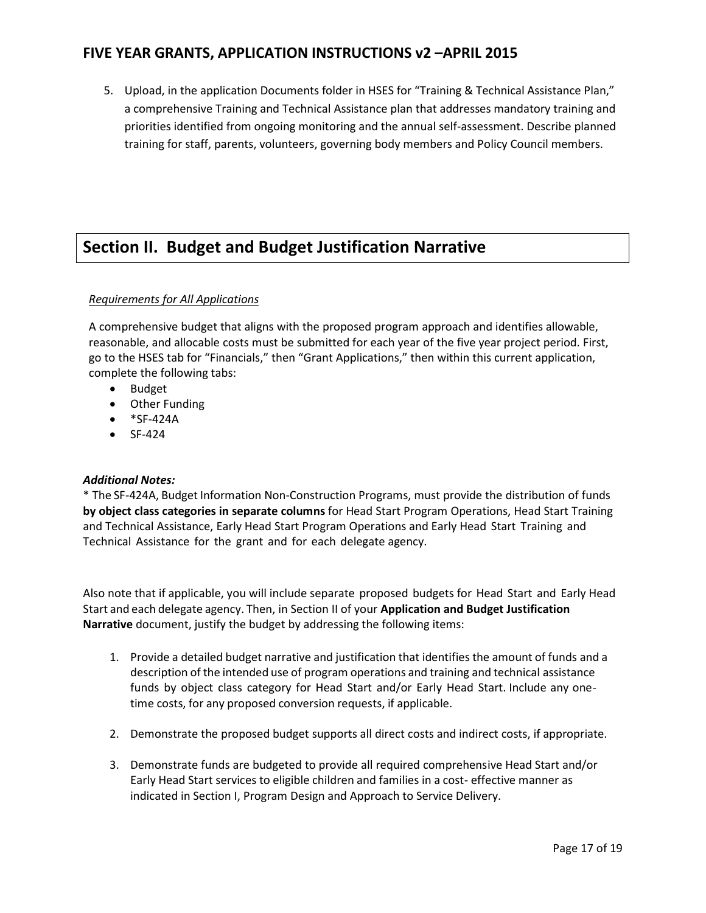5. Upload, in the application Documents folder in HSES for "Training & Technical Assistance Plan," a comprehensive Training and Technical Assistance plan that addresses mandatory training and priorities identified from ongoing monitoring and the annual self-assessment. Describe planned training for staff, parents, volunteers, governing body members and Policy Council members.

## Section II. Budget and Budget Justification Narrative

*Requirements for All Applications*

A comprehensive budget that aligns with the proposed program approach and identifies allowable, reasonable, and allocable costs must be submitted for each year of the five year project period. First, go to the HSES tab for "Financials," then "Grant Applications," then within this current application, complete the following tabs:

- Budget
- Other Funding
- *SF-424A
- SF-424

***Additional Notes:***

* The SF-424A, Budget Information Non-Construction Programs, must provide the distribution of funds **by object class categories in separate columns** for Head Start Program Operations, Head Start Training and Technical Assistance, Early Head Start Program Operations and Early Head Start Training and Technical Assistance for the grant and for each delegate agency.

Also note that if applicable, you will include separate proposed budgets for Head Start and Early Head Start and each delegate agency. Then, in Section II of your **Application and Budget Justification Narrative** document, justify the budget by addressing the following items:

1. Provide a detailed budget narrative and justification that identifies the amount of funds and a description of the intended use of program operations and training and technical assistance funds by object class category for Head Start and/or Early Head Start. Include any one-time costs, for any proposed conversion requests, if applicable.

2. Demonstrate the proposed budget supports all direct costs and indirect costs, if appropriate.

3. Demonstrate funds are budgeted to provide all required comprehensive Head Start and/or Early Head Start services to eligible children and families in a cost- effective manner as indicated in Section I, Program Design and Approach to Service Delivery.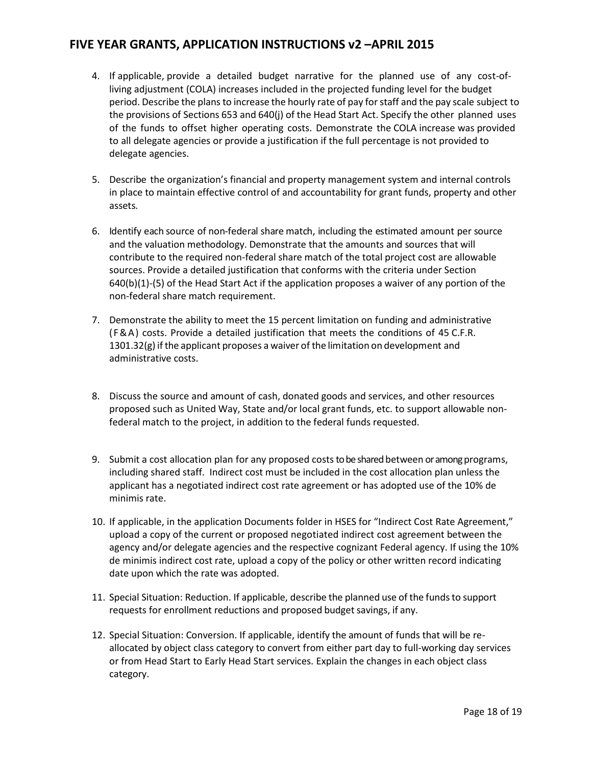4. If applicable, provide a detailed budget narrative for the planned use of any cost-of-living adjustment (COLA) increases included in the projected funding level for the budget period. Describe the plans to increase the hourly rate of pay for staff and the pay scale subject to the provisions of Sections 653 and 640(j) of the Head Start Act. Specify the other planned uses of the funds to offset higher operating costs. Demonstrate the COLA increase was provided to all delegate agencies or provide a justification if the full percentage is not provided to delegate agencies.

5. Describe the organization's financial and property management system and internal controls in place to maintain effective control of and accountability for grant funds, property and other assets.

6. Identify each source of non-federal share match, including the estimated amount per source and the valuation methodology. Demonstrate that the amounts and sources that will contribute to the required non-federal share match of the total project cost are allowable sources. Provide a detailed justification that conforms with the criteria under Section 640(b)(1)-(5) of the Head Start Act if the application proposes a waiver of any portion of the non-federal share match requirement.

7. Demonstrate the ability to meet the 15 percent limitation on funding and administrative (F&A) costs. Provide a detailed justification that meets the conditions of 45 C.F.R. 1301.32(g) if the applicant proposes a waiver of the limitation on development and administrative costs.

8. Discuss the source and amount of cash, donated goods and services, and other resources proposed such as United Way, State and/or local grant funds, etc. to support allowable non-federal match to the project, in addition to the federal funds requested.

9. Submit a cost allocation plan for any proposed costs to be shared between or among programs, including shared staff. Indirect cost must be included in the cost allocation plan unless the applicant has a negotiated indirect cost rate agreement or has adopted use of the 10% de minimis rate.

10. If applicable, in the application Documents folder in HSES for "Indirect Cost Rate Agreement," upload a copy of the current or proposed negotiated indirect cost agreement between the agency and/or delegate agencies and the respective cognizant Federal agency. If using the 10% de minimis indirect cost rate, upload a copy of the policy or other written record indicating date upon which the rate was adopted.

11. Special Situation: Reduction. If applicable, describe the planned use of the funds to support requests for enrollment reductions and proposed budget savings, if any.

12. Special Situation: Conversion. If applicable, identify the amount of funds that will be re-allocated by object class category to convert from either part day to full-working day services or from Head Start to Early Head Start services. Explain the changes in each object class category.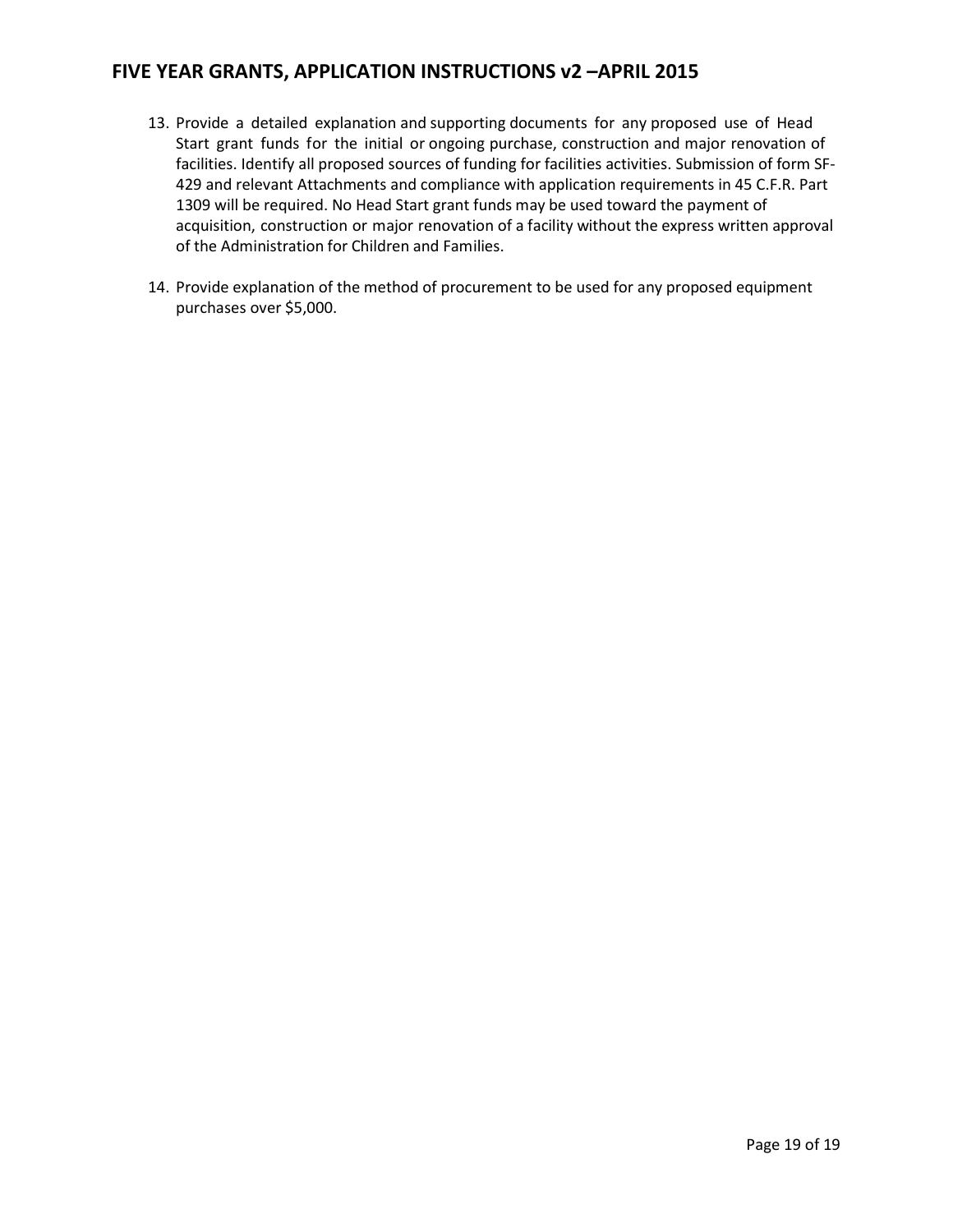13. Provide a detailed explanation and supporting documents for any proposed use of Head Start grant funds for the initial or ongoing purchase, construction and major renovation of facilities. Identify all proposed sources of funding for facilities activities. Submission of form SF-429 and relevant Attachments and compliance with application requirements in 45 C.F.R. Part 1309 will be required. No Head Start grant funds may be used toward the payment of acquisition, construction or major renovation of a facility without the express written approval of the Administration for Children and Families.

14. Provide explanation of the method of procurement to be used for any proposed equipment purchases over $5,000.